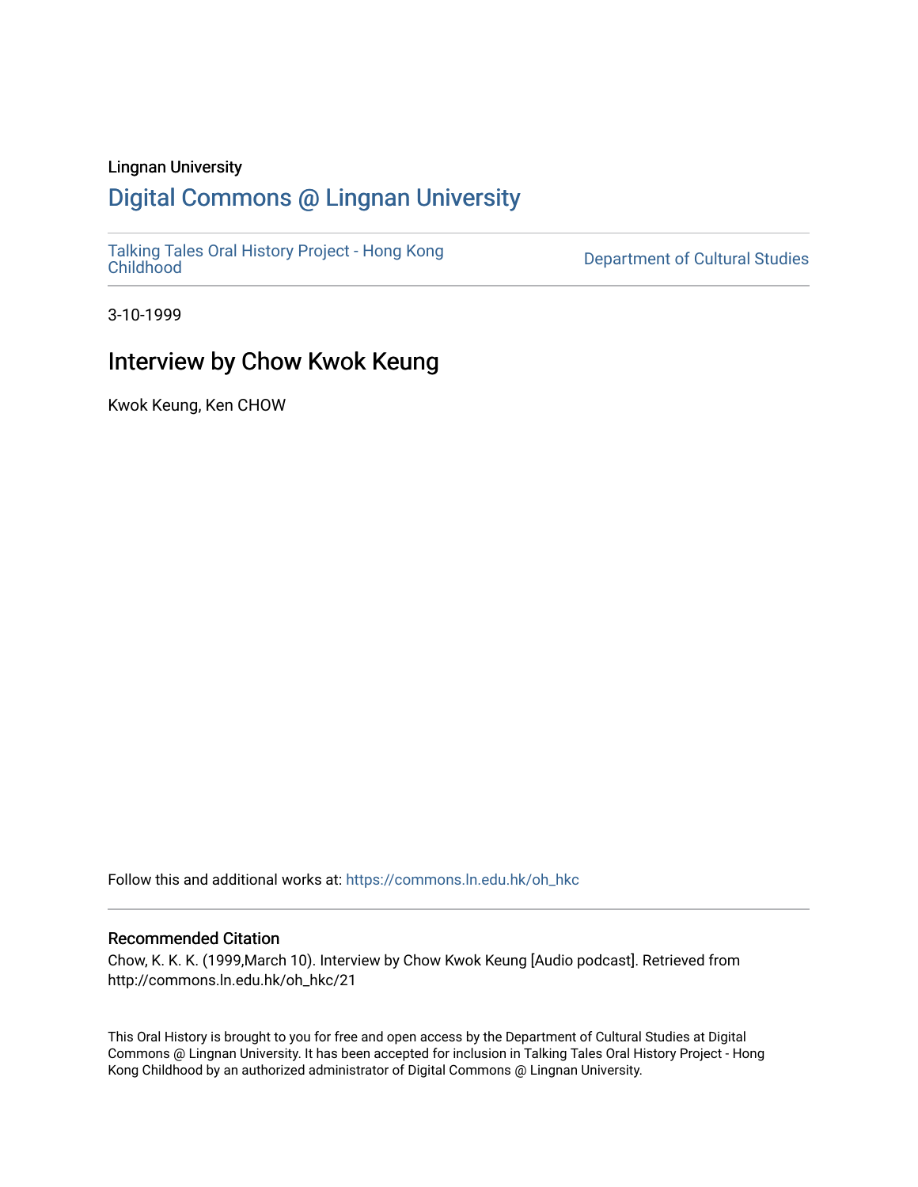Lingnan University

# Digital Commons @ Lingnan University

Talking Tales Oral History Project - Hong Kong Childhood

Department of Cultural Studies

3-10-1999

## Interview by Chow Kwok Keung

Kwok Keung, Ken CHOW

Follow this and additional works at: https://commons.ln.edu.hk/oh_hkc

### Recommended Citation

Chow, K. K. K. (1999,March 10). Interview by Chow Kwok Keung [Audio podcast]. Retrieved from http://commons.ln.edu.hk/oh_hkc/21

This Oral History is brought to you for free and open access by the Department of Cultural Studies at Digital Commons @ Lingnan University. It has been accepted for inclusion in Talking Tales Oral History Project - Hong Kong Childhood by an authorized administrator of Digital Commons @ Lingnan University.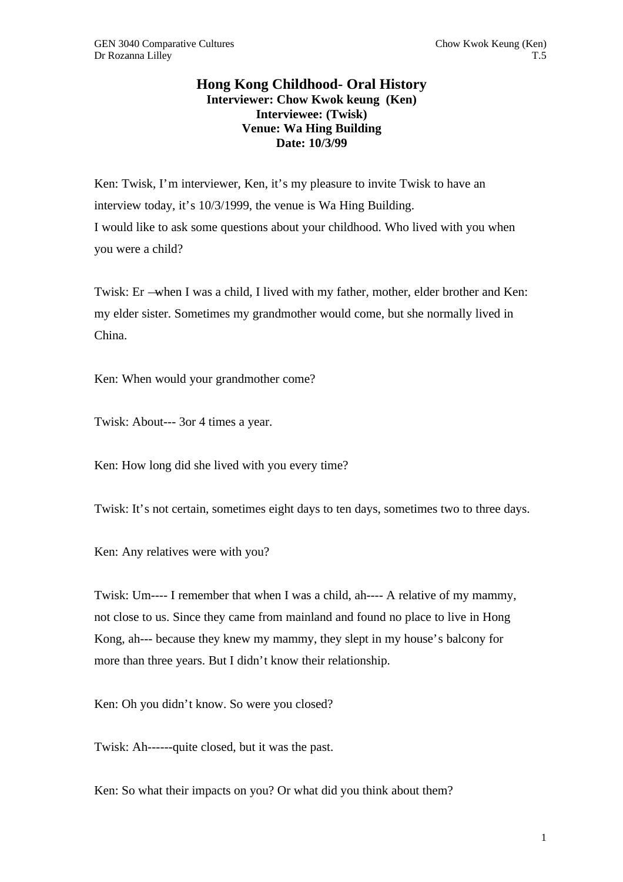# Hong Kong Childhood- Oral History

**Interviewer: Chow Kwok keung (Ken)**
**Interviewee: (Twisk)**
**Venue: Wa Hing Building**
**Date: 10/3/99**

Ken: Twisk, I'm interviewer, Ken, it's my pleasure to invite Twisk to have an interview today, it's 10/3/1999, the venue is Wa Hing Building.
I would like to ask some questions about your childhood. Who lived with you when you were a child?

Twisk: Er —when I was a child, I lived with my father, mother, elder brother and Ken: my elder sister. Sometimes my grandmother would come, but she normally lived in China.

Ken: When would your grandmother come?

Twisk: About--- 3or 4 times a year.

Ken: How long did she lived with you every time?

Twisk: It's not certain, sometimes eight days to ten days, sometimes two to three days.

Ken: Any relatives were with you?

Twisk: Um---- I remember that when I was a child, ah---- A relative of my mammy, not close to us. Since they came from mainland and found no place to live in Hong Kong, ah--- because they knew my mammy, they slept in my house's balcony for more than three years. But I didn't know their relationship.

Ken: Oh you didn't know. So were you closed?

Twisk: Ah------quite closed, but it was the past.

Ken: So what their impacts on you? Or what did you think about them?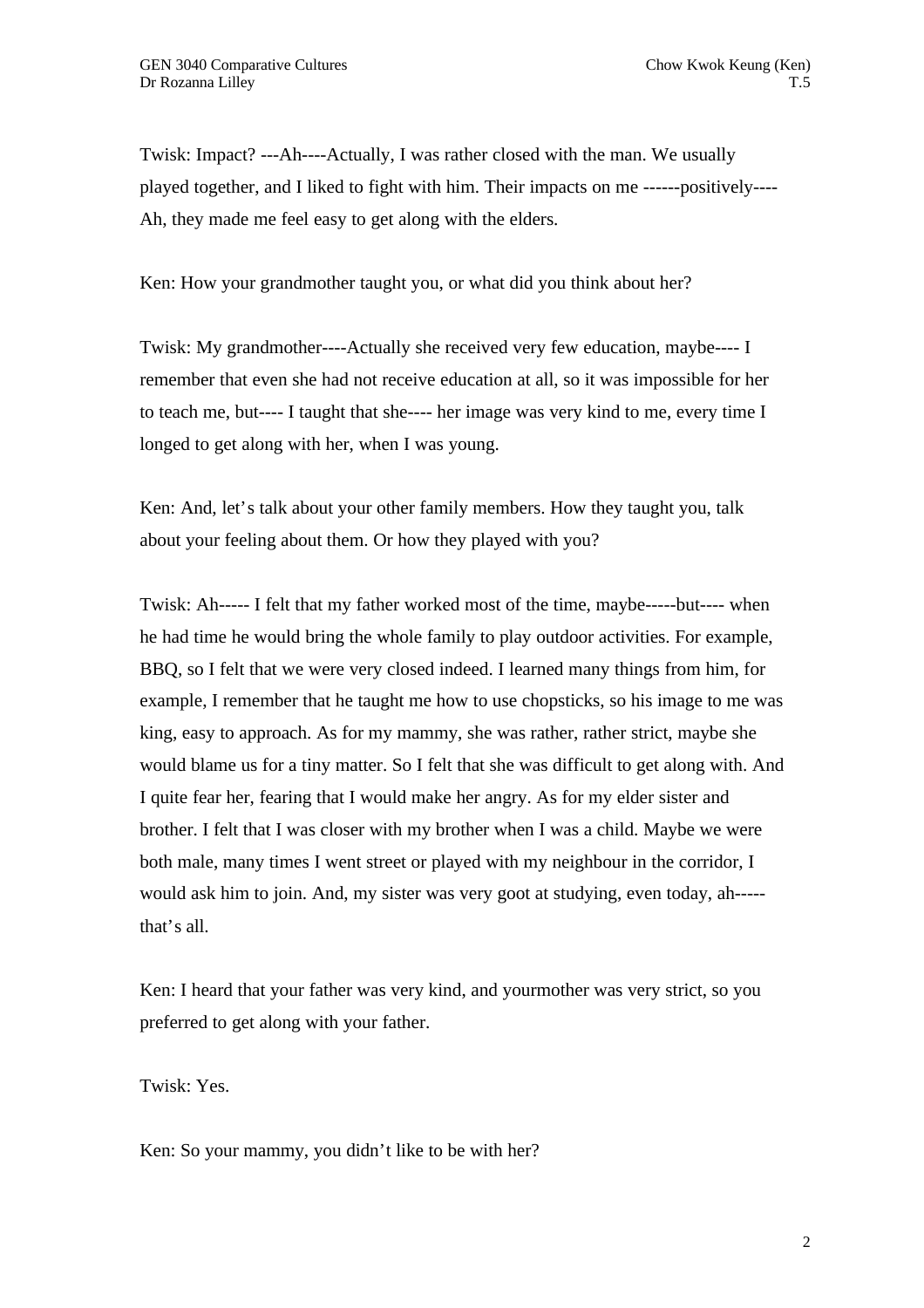Twisk: Impact? ---Ah----Actually, I was rather closed with the man. We usually played together, and I liked to fight with him. Their impacts on me ------positively----Ah, they made me feel easy to get along with the elders.

Ken: How your grandmother taught you, or what did you think about her?

Twisk: My grandmother----Actually she received very few education, maybe---- I remember that even she had not receive education at all, so it was impossible for her to teach me, but---- I taught that she---- her image was very kind to me, every time I longed to get along with her, when I was young.

Ken: And, let's talk about your other family members. How they taught you, talk about your feeling about them. Or how they played with you?

Twisk: Ah----- I felt that my father worked most of the time, maybe-----but---- when he had time he would bring the whole family to play outdoor activities. For example, BBQ, so I felt that we were very closed indeed. I learned many things from him, for example, I remember that he taught me how to use chopsticks, so his image to me was king, easy to approach. As for my mammy, she was rather, rather strict, maybe she would blame us for a tiny matter. So I felt that she was difficult to get along with. And I quite fear her, fearing that I would make her angry. As for my elder sister and brother. I felt that I was closer with my brother when I was a child. Maybe we were both male, many times I went street or played with my neighbour in the corridor, I would ask him to join. And, my sister was very goot at studying, even today, ah-----that's all.

Ken: I heard that your father was very kind, and yourmother was very strict, so you preferred to get along with your father.

Twisk: Yes.

Ken: So your mammy, you didn't like to be with her?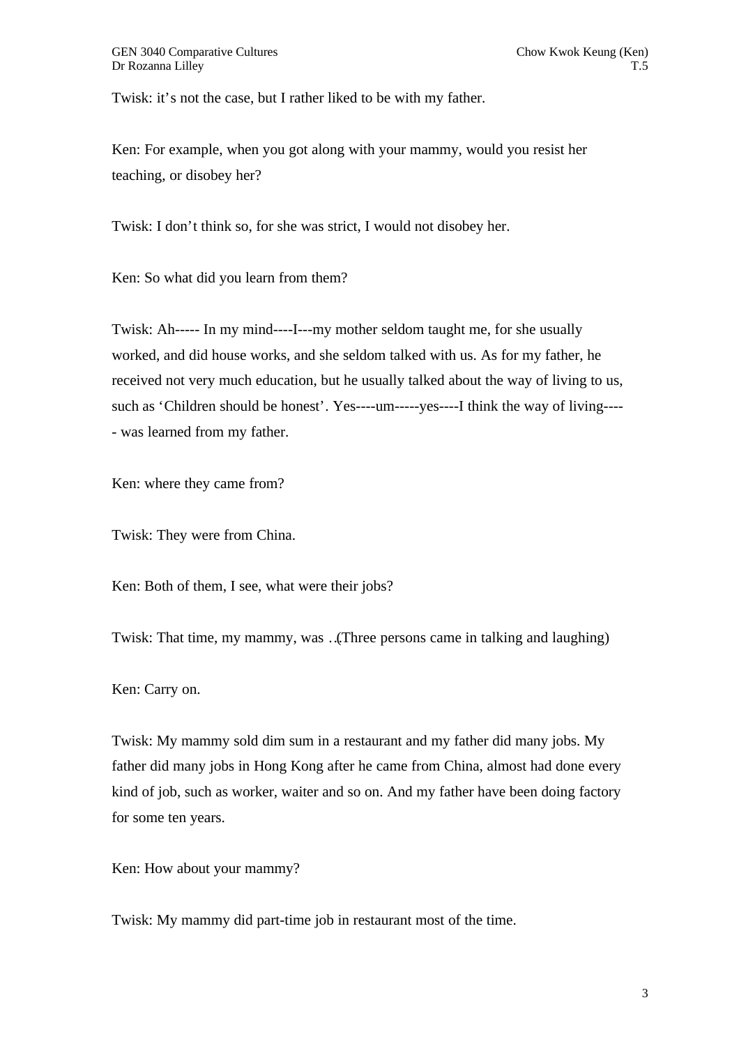Twisk: it’s not the case, but I rather liked to be with my father.

Ken: For example, when you got along with your mammy, would you resist her teaching, or disobey her?

Twisk: I don’t think so, for she was strict, I would not disobey her.

Ken: So what did you learn from them?

Twisk: Ah----- In my mind----I---my mother seldom taught me, for she usually worked, and did house works, and she seldom talked with us. As for my father, he received not very much education, but he usually talked about the way of living to us, such as ‘Children should be honest’. Yes----um-----yes----I think the way of living----- was learned from my father.

Ken: where they came from?

Twisk: They were from China.

Ken: Both of them, I see, what were their jobs?

Twisk: That time, my mammy, was …(Three persons came in talking and laughing)

Ken: Carry on.

Twisk: My mammy sold dim sum in a restaurant and my father did many jobs. My father did many jobs in Hong Kong after he came from China, almost had done every kind of job, such as worker, waiter and so on. And my father have been doing factory for some ten years.

Ken: How about your mammy?

Twisk: My mammy did part-time job in restaurant most of the time.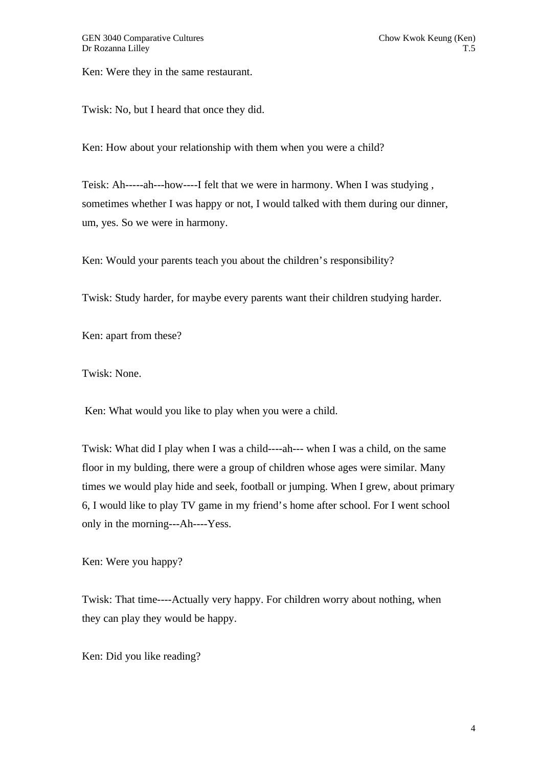Ken: Were they in the same restaurant.

Twisk: No, but I heard that once they did.

Ken: How about your relationship with them when you were a child?

Teisk: Ah-----ah---how----I felt that we were in harmony. When I was studying , sometimes whether I was happy or not, I would talked with them during our dinner, um, yes. So we were in harmony.

Ken: Would your parents teach you about the children's responsibility?

Twisk: Study harder, for maybe every parents want their children studying harder.

Ken: apart from these?

Twisk: None.

Ken: What would you like to play when you were a child.

Twisk: What did I play when I was a child----ah--- when I was a child, on the same floor in my bulding, there were a group of children whose ages were similar. Many times we would play hide and seek, football or jumping. When I grew, about primary 6, I would like to play TV game in my friend's home after school. For I went school only in the morning---Ah----Yess.

Ken: Were you happy?

Twisk: That time----Actually very happy. For children worry about nothing, when they can play they would be happy.

Ken: Did you like reading?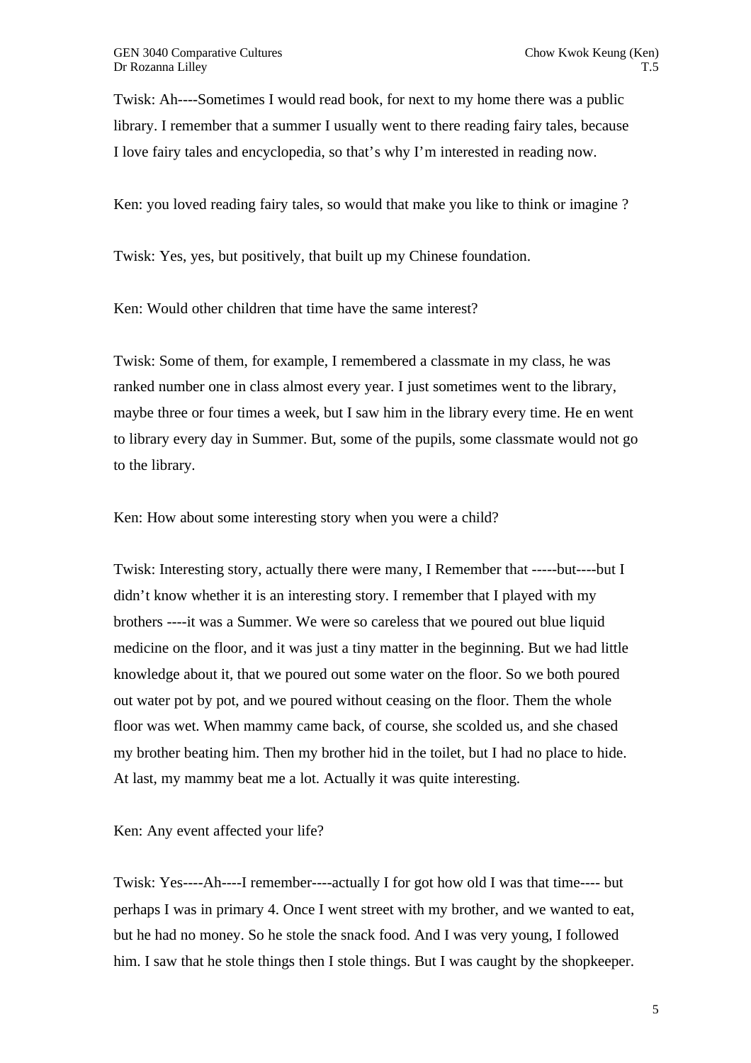Twisk: Ah----Sometimes I would read book, for next to my home there was a public library. I remember that a summer I usually went to there reading fairy tales, because I love fairy tales and encyclopedia, so that's why I'm interested in reading now.

Ken: you loved reading fairy tales, so would that make you like to think or imagine ?

Twisk: Yes, yes, but positively, that built up my Chinese foundation.

Ken: Would other children that time have the same interest?

Twisk: Some of them, for example, I remembered a classmate in my class, he was ranked number one in class almost every year. I just sometimes went to the library, maybe three or four times a week, but I saw him in the library every time. He en went to library every day in Summer. But, some of the pupils, some classmate would not go to the library.

Ken: How about some interesting story when you were a child?

Twisk: Interesting story, actually there were many, I Remember that -----but----but I didn't know whether it is an interesting story. I remember that I played with my brothers ----it was a Summer. We were so careless that we poured out blue liquid medicine on the floor, and it was just a tiny matter in the beginning. But we had little knowledge about it, that we poured out some water on the floor. So we both poured out water pot by pot, and we poured without ceasing on the floor. Them the whole floor was wet. When mammy came back, of course, she scolded us, and she chased my brother beating him. Then my brother hid in the toilet, but I had no place to hide. At last, my mammy beat me a lot. Actually it was quite interesting.

Ken: Any event affected your life?

Twisk: Yes----Ah----I remember----actually I for got how old I was that time---- but perhaps I was in primary 4. Once I went street with my brother, and we wanted to eat, but he had no money. So he stole the snack food. And I was very young, I followed him. I saw that he stole things then I stole things. But I was caught by the shopkeeper.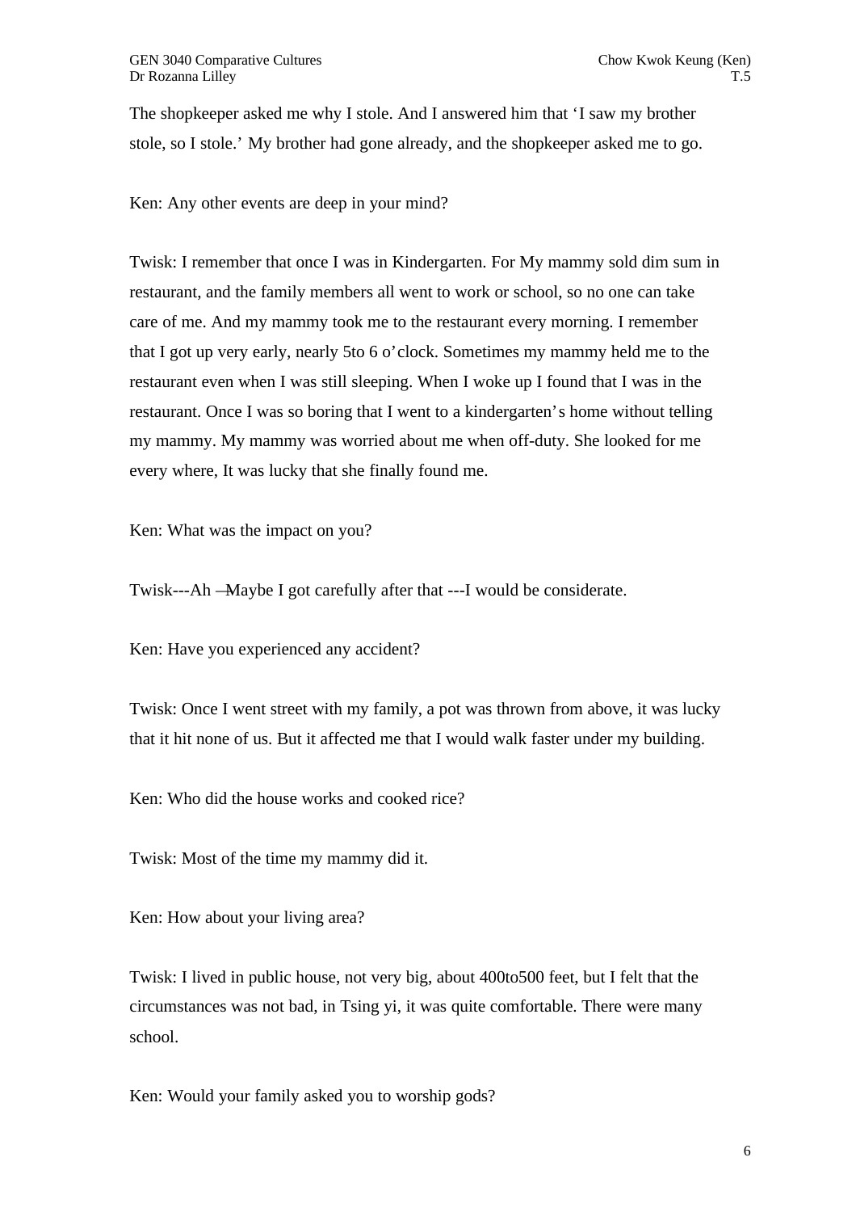The shopkeeper asked me why I stole. And I answered him that 'I saw my brother stole, so I stole.' My brother had gone already, and the shopkeeper asked me to go.

Ken: Any other events are deep in your mind?

Twisk: I remember that once I was in Kindergarten. For My mammy sold dim sum in restaurant, and the family members all went to work or school, so no one can take care of me. And my mammy took me to the restaurant every morning. I remember that I got up very early, nearly 5to 6 o'clock. Sometimes my mammy held me to the restaurant even when I was still sleeping. When I woke up I found that I was in the restaurant. Once I was so boring that I went to a kindergarten's home without telling my mammy. My mammy was worried about me when off-duty. She looked for me every where, It was lucky that she finally found me.

Ken: What was the impact on you?

Twisk---Ah ---Maybe I got carefully after that ---I would be considerate.

Ken: Have you experienced any accident?

Twisk: Once I went street with my family, a pot was thrown from above, it was lucky that it hit none of us. But it affected me that I would walk faster under my building.

Ken: Who did the house works and cooked rice?

Twisk: Most of the time my mammy did it.

Ken: How about your living area?

Twisk: I lived in public house, not very big, about 400to500 feet, but I felt that the circumstances was not bad, in Tsing yi, it was quite comfortable. There were many school.

Ken: Would your family asked you to worship gods?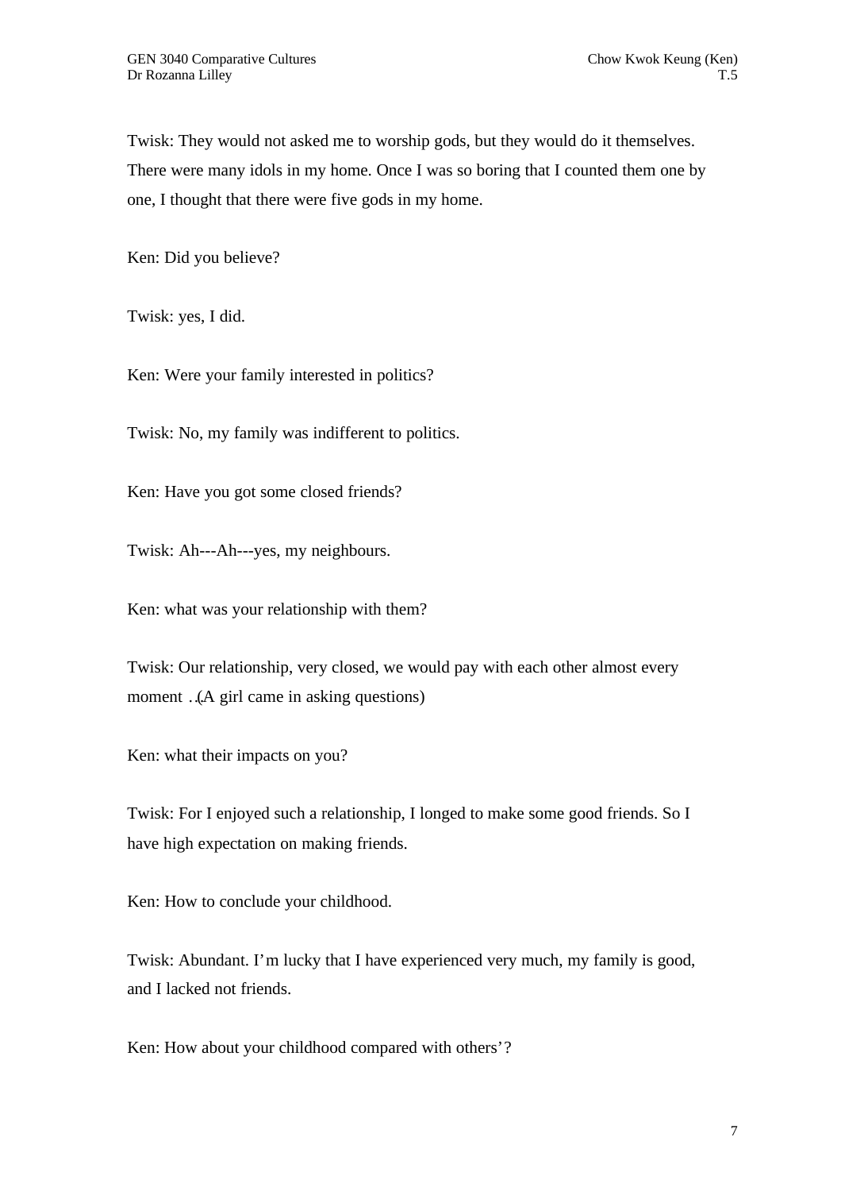Twisk: They would not asked me to worship gods, but they would do it themselves. There were many idols in my home. Once I was so boring that I counted them one by one, I thought that there were five gods in my home.

Ken: Did you believe?

Twisk: yes, I did.

Ken: Were your family interested in politics?

Twisk: No, my family was indifferent to politics.

Ken: Have you got some closed friends?

Twisk: Ah---Ah---yes, my neighbours.

Ken: what was your relationship with them?

Twisk: Our relationship, very closed, we would pay with each other almost every moment …(A girl came in asking questions)

Ken: what their impacts on you?

Twisk: For I enjoyed such a relationship, I longed to make some good friends. So I have high expectation on making friends.

Ken: How to conclude your childhood.

Twisk: Abundant. I'm lucky that I have experienced very much, my family is good, and I lacked not friends.

Ken: How about your childhood compared with others'?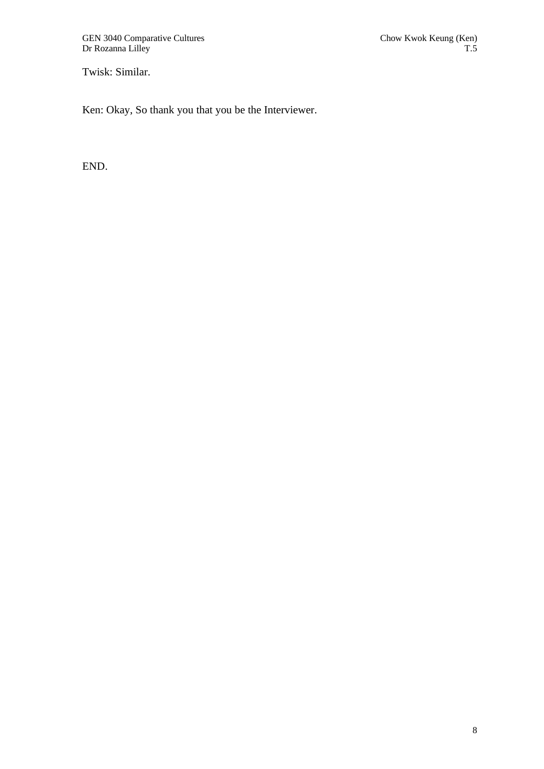Twisk: Similar.

Ken: Okay, So thank you that you be the Interviewer.

END.